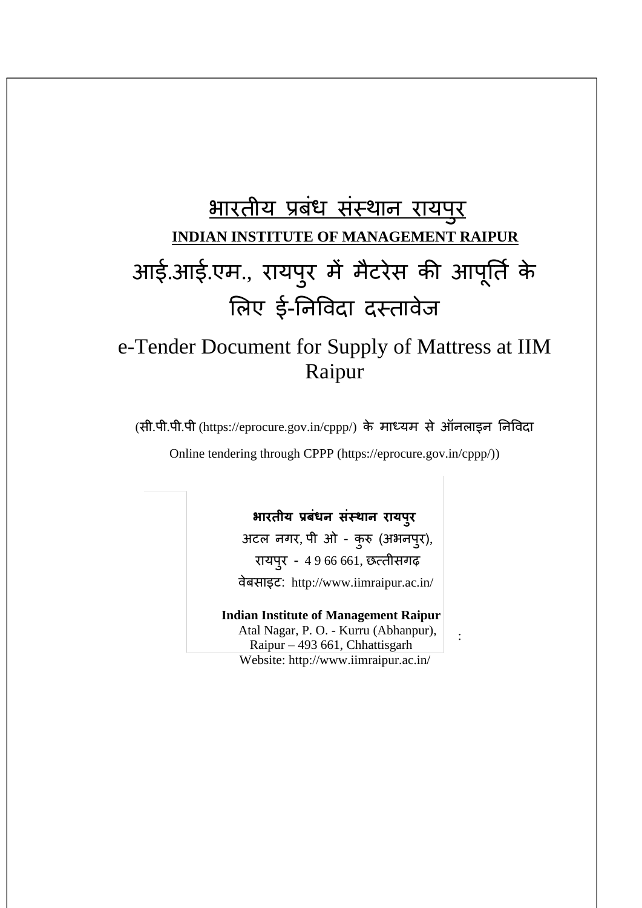# भारतीय प्रबंध संस्थान रायपुर

## INDIAN INSTITUTE OF MANAGEMENT RAIPUR

# आई.आई.एम., रायपुर में मैटरेस की आपूर्ति के लिए ई-निविदा दस्तावेज

# e-Tender Document for Supply of Mattress at IIM Raipur

(सी.पी.पी.पी (https://eprocure.gov.in/cppp/) के माध्यम से ऑनलाइन निविदा

Online tendering through CPPP (https://eprocure.gov.in/cppp/))

**भारतीय प्रबंधन संस्थान रायपुर**
अटल नगर, पी ओ - कुरु (अभनपुर),
रायपुर - 4 9 66 661, छत्तीसगढ़
वेबसाइट: http://www.iimraipur.ac.in/

**Indian Institute of Management Raipur**
Atal Nagar, P. O. - Kurru (Abhanpur),
Raipur – 493 661, Chhattisgarh
Website: http://www.iimraipur.ac.in/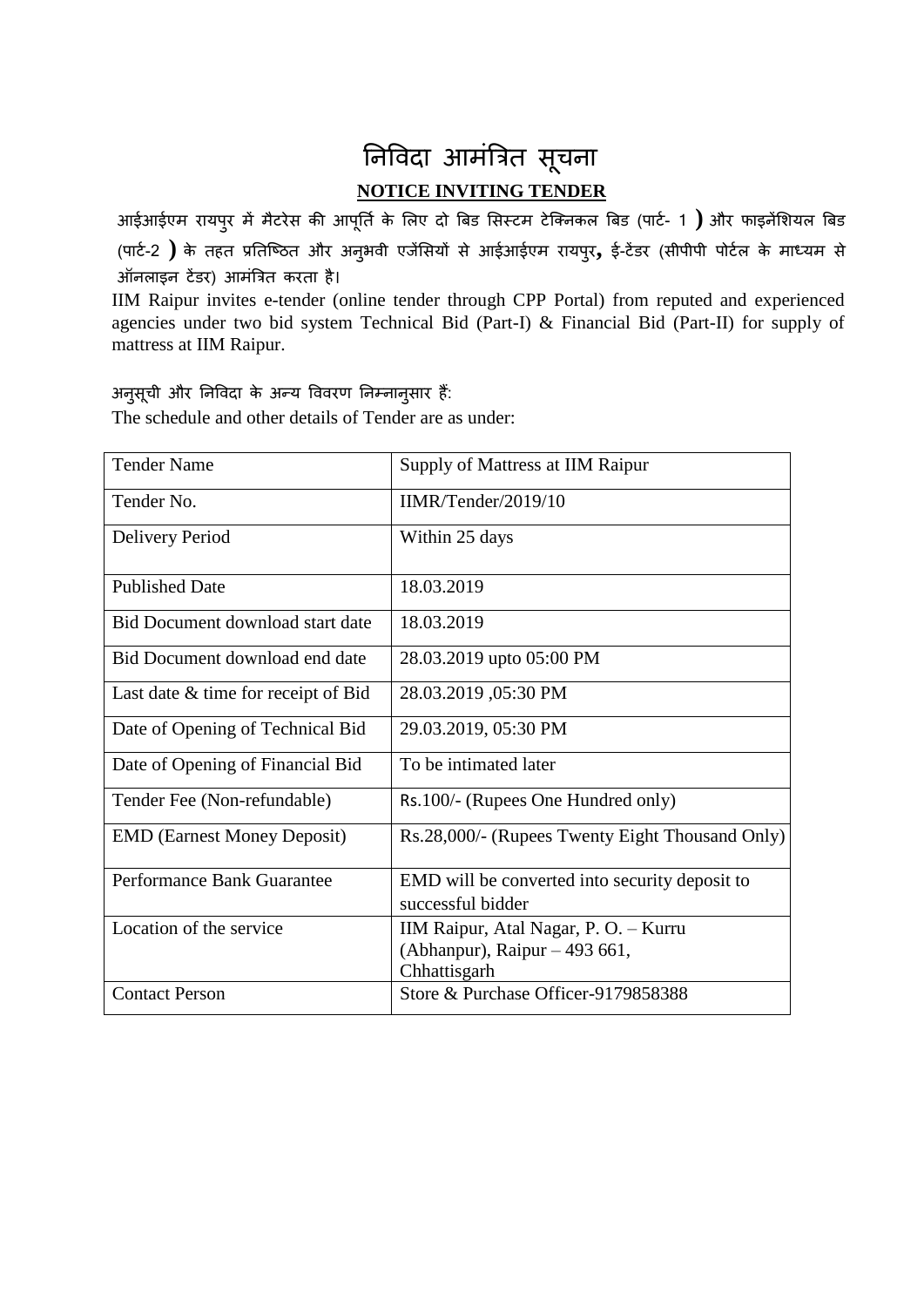# निविदा आमंत्रित सूचना

## NOTICE INVITING TENDER

आईआईएम रायपुर में मैटरेस की आपूर्ति के लिए दो बिड सिस्टम टेक्निकल बिड (पार्ट- 1 **)** और फाइनेंशियल बिड (पार्ट-2 **)** के तहत प्रतिष्ठित और अनुभवी एजेंसियों से आईआईएम रायपुर**,** ई-टेंडर (सीपीपी पोर्टल के माध्यम से ऑनलाइन टेंडर) आमंत्रित करता है।

IIM Raipur invites e-tender (online tender through CPP Portal) from reputed and experienced agencies under two bid system Technical Bid (Part-I) & Financial Bid (Part-II) for supply of mattress at IIM Raipur.

अनुसूची और निविदा के अन्य विवरण निम्नानुसार हैं:

The schedule and other details of Tender are as under:

| Tender Name | Supply of Mattress at IIM Raipur |
|---|---|
| Tender No. | IIMR/Tender/2019/10 |
| Delivery Period | Within 25 days |
| Published Date | 18.03.2019 |
| Bid Document download start date | 18.03.2019 |
| Bid Document download end date | 28.03.2019 upto 05:00 PM |
| Last date & time for receipt of Bid | 28.03.2019 ,05:30 PM |
| Date of Opening of Technical Bid | 29.03.2019, 05:30 PM |
| Date of Opening of Financial Bid | To be intimated later |
| Tender Fee (Non-refundable) | Rs.100/- (Rupees One Hundred only) |
| EMD (Earnest Money Deposit) | Rs.28,000/- (Rupees Twenty Eight Thousand Only) |
| Performance Bank Guarantee | EMD will be converted into security deposit to successful bidder |
| Location of the service | IIM Raipur, Atal Nagar, P. O. – Kurru (Abhanpur), Raipur – 493 661, Chhattisgarh |
| Contact Person | Store & Purchase Officer-9179858388 |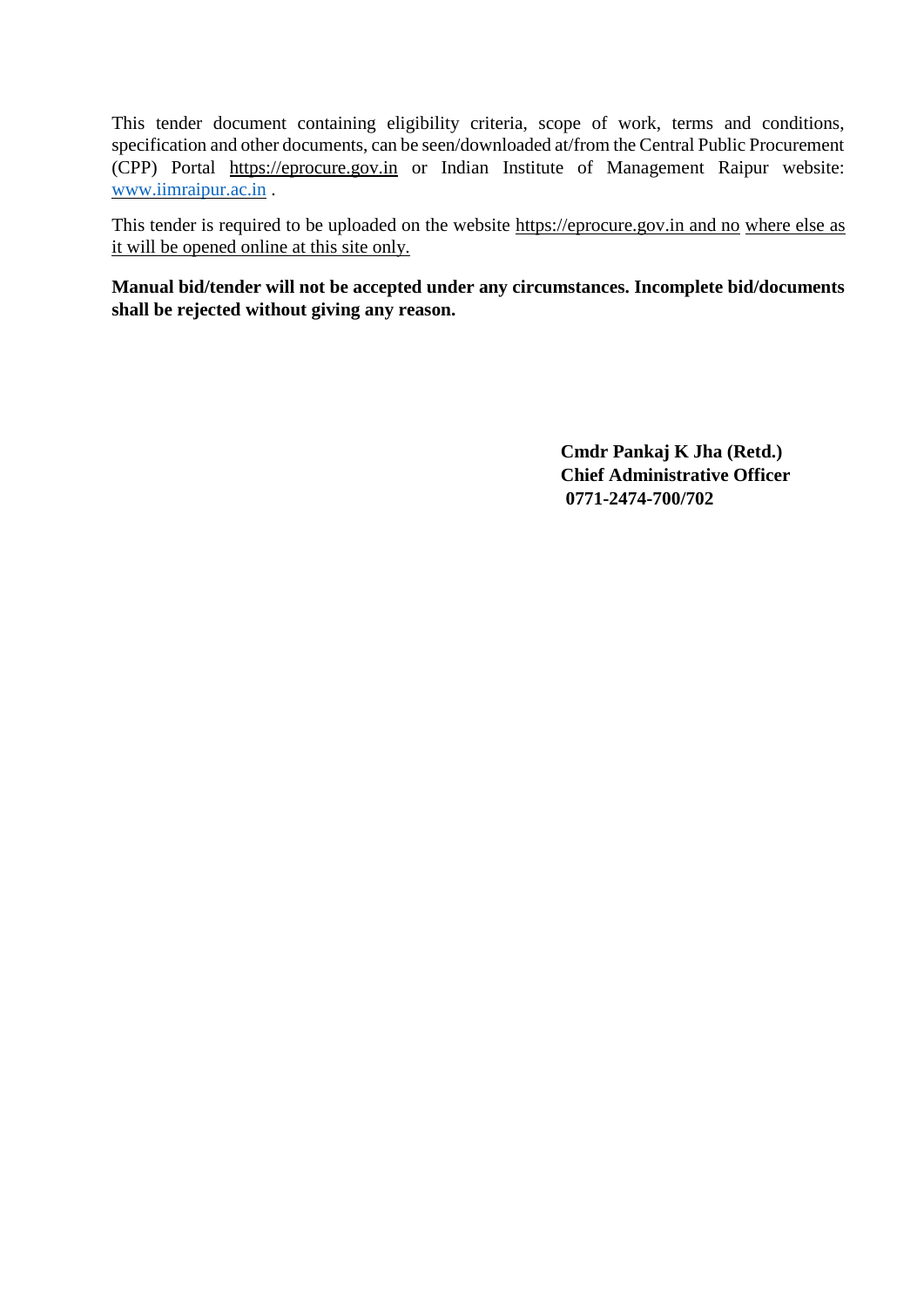This tender document containing eligibility criteria, scope of work, terms and conditions, specification and other documents, can be seen/downloaded at/from the Central Public Procurement (CPP) Portal https://eprocure.gov.in or Indian Institute of Management Raipur website: www.iimraipur.ac.in .

This tender is required to be uploaded on the website https://eprocure.gov.in and no where else as it will be opened online at this site only.

**Manual bid/tender will not be accepted under any circumstances. Incomplete bid/documents shall be rejected without giving any reason.**

**Cmdr Pankaj K Jha (Retd.)**
**Chief Administrative Officer**
**0771-2474-700/702**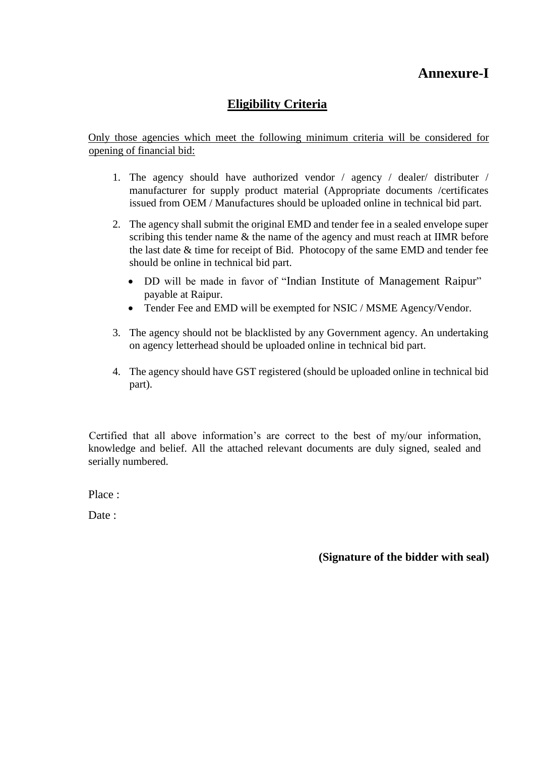# Annexure-I

## Eligibility Criteria

Only those agencies which meet the following minimum criteria will be considered for opening of financial bid:

1. The agency should have authorized vendor / agency / dealer/ distributer / manufacturer for supply product material (Appropriate documents /certificates issued from OEM / Manufactures should be uploaded online in technical bid part.

2. The agency shall submit the original EMD and tender fee in a sealed envelope super scribing this tender name & the name of the agency and must reach at IIMR before the last date & time for receipt of Bid. Photocopy of the same EMD and tender fee should be online in technical bid part.

   - DD will be made in favor of "Indian Institute of Management Raipur" payable at Raipur.
   - Tender Fee and EMD will be exempted for NSIC / MSME Agency/Vendor.

3. The agency should not be blacklisted by any Government agency. An undertaking on agency letterhead should be uploaded online in technical bid part.

4. The agency should have GST registered (should be uploaded online in technical bid part).

Certified that all above information's are correct to the best of my/our information, knowledge and belief. All the attached relevant documents are duly signed, sealed and serially numbered.

Place :

Date :

**(Signature of the bidder with seal)**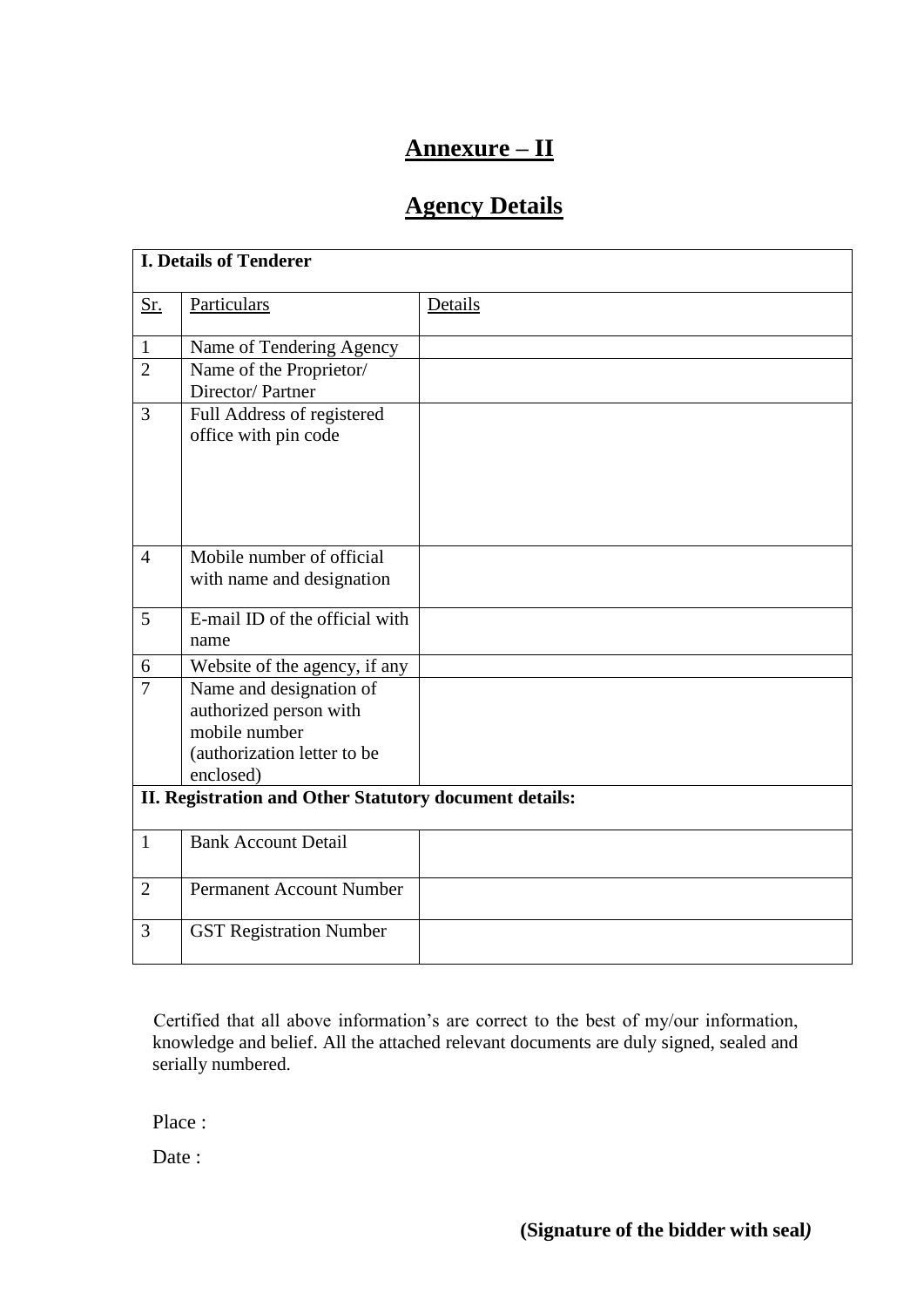# Annexure – II

## Agency Details

| I. Details of Tenderer | | |
|---|---|---|
| Sr. | Particulars | Details |
| 1 | Name of Tendering Agency | |
| 2 | Name of the Proprietor/ Director/ Partner | |
| 3 | Full Address of registered office with pin code | |
| 4 | Mobile number of official with name and designation | |
| 5 | E-mail ID of the official with name | |
| 6 | Website of the agency, if any | |
| 7 | Name and designation of authorized person with mobile number (authorization letter to be enclosed) | |
| **II. Registration and Other Statutory document details:** | | |
| 1 | Bank Account Detail | |
| 2 | Permanent Account Number | |
| 3 | GST Registration Number | |

Certified that all above information's are correct to the best of my/our information, knowledge and belief. All the attached relevant documents are duly signed, sealed and serially numbered.

Place :

Date :

**(Signature of the bidder with seal)**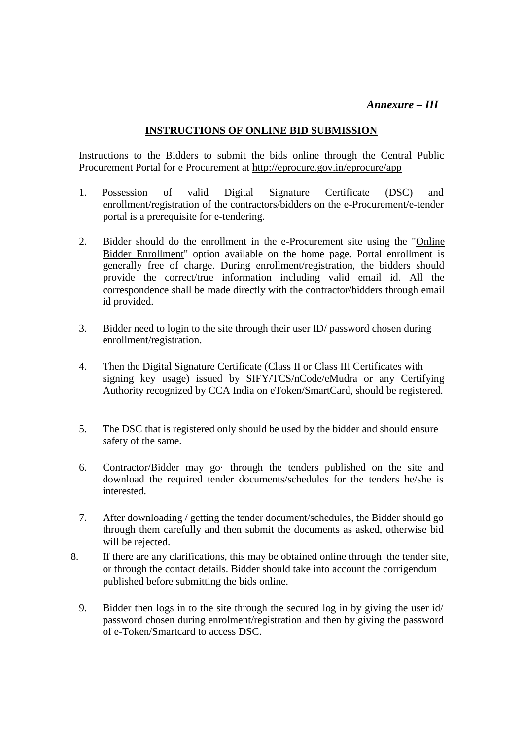*Annexure – III*

**INSTRUCTIONS OF ONLINE BID SUBMISSION**

Instructions to the Bidders to submit the bids online through the Central Public Procurement Portal for e Procurement at http://eprocure.gov.in/eprocure/app

1. Possession of valid Digital Signature Certificate (DSC) and enrollment/registration of the contractors/bidders on the e-Procurement/e-tender portal is a prerequisite for e-tendering.

2. Bidder should do the enrollment in the e-Procurement site using the "Online Bidder Enrollment" option available on the home page. Portal enrollment is generally free of charge. During enrollment/registration, the bidders should provide the correct/true information including valid email id. All the correspondence shall be made directly with the contractor/bidders through email id provided.

3. Bidder need to login to the site through their user ID/ password chosen during enrollment/registration.

4. Then the Digital Signature Certificate (Class II or Class III Certificates with signing key usage) issued by SIFY/TCS/nCode/eMudra or any Certifying Authority recognized by CCA India on eToken/SmartCard, should be registered.

5. The DSC that is registered only should be used by the bidder and should ensure safety of the same.

6. Contractor/Bidder may go· through the tenders published on the site and download the required tender documents/schedules for the tenders he/she is interested.

7. After downloading / getting the tender document/schedules, the Bidder should go through them carefully and then submit the documents as asked, otherwise bid will be rejected.

8. If there are any clarifications, this may be obtained online through the tender site, or through the contact details. Bidder should take into account the corrigendum published before submitting the bids online.

9. Bidder then logs in to the site through the secured log in by giving the user id/ password chosen during enrolment/registration and then by giving the password of e-Token/Smartcard to access DSC.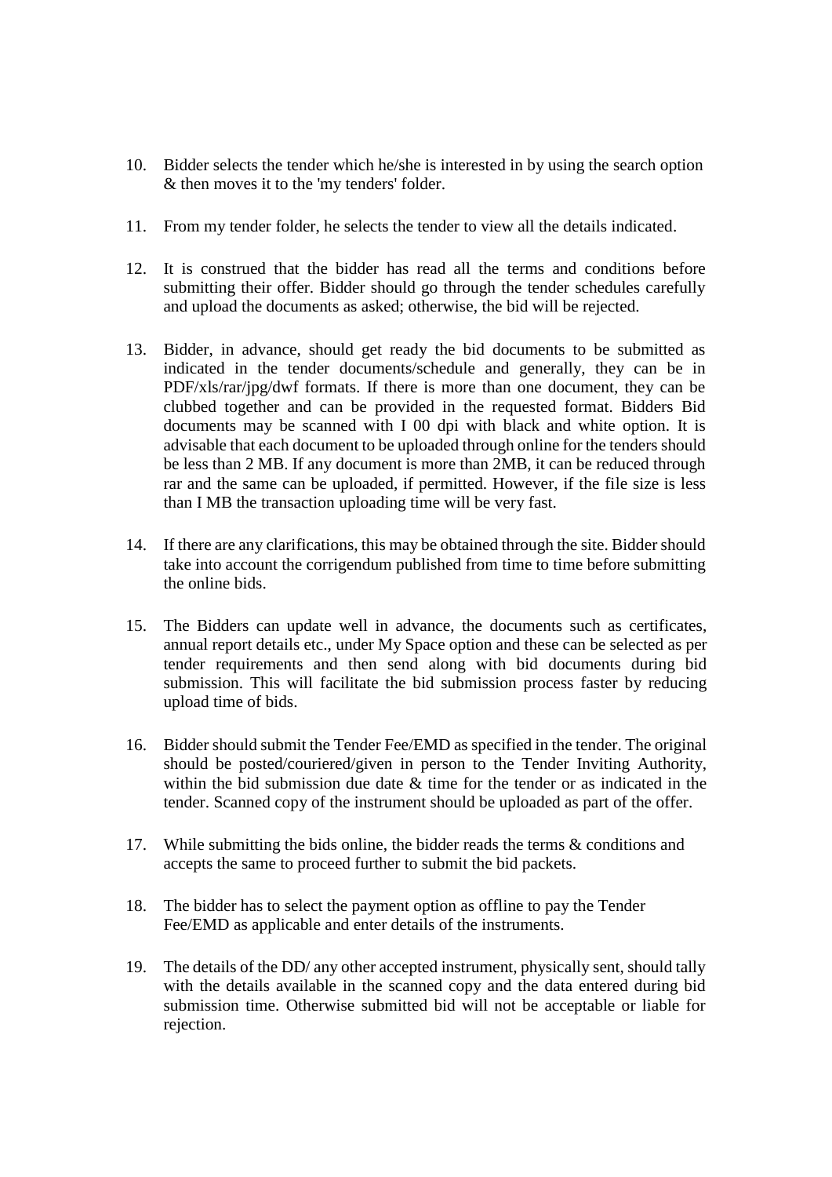10. Bidder selects the tender which he/she is interested in by using the search option & then moves it to the 'my tenders' folder.

11. From my tender folder, he selects the tender to view all the details indicated.

12. It is construed that the bidder has read all the terms and conditions before submitting their offer. Bidder should go through the tender schedules carefully and upload the documents as asked; otherwise, the bid will be rejected.

13. Bidder, in advance, should get ready the bid documents to be submitted as indicated in the tender documents/schedule and generally, they can be in PDF/xls/rar/jpg/dwf formats. If there is more than one document, they can be clubbed together and can be provided in the requested format. Bidders Bid documents may be scanned with I 00 dpi with black and white option. It is advisable that each document to be uploaded through online for the tenders should be less than 2 MB. If any document is more than 2MB, it can be reduced through rar and the same can be uploaded, if permitted. However, if the file size is less than I MB the transaction uploading time will be very fast.

14. If there are any clarifications, this may be obtained through the site. Bidder should take into account the corrigendum published from time to time before submitting the online bids.

15. The Bidders can update well in advance, the documents such as certificates, annual report details etc., under My Space option and these can be selected as per tender requirements and then send along with bid documents during bid submission. This will facilitate the bid submission process faster by reducing upload time of bids.

16. Bidder should submit the Tender Fee/EMD as specified in the tender. The original should be posted/couriered/given in person to the Tender Inviting Authority, within the bid submission due date & time for the tender or as indicated in the tender. Scanned copy of the instrument should be uploaded as part of the offer.

17. While submitting the bids online, the bidder reads the terms & conditions and accepts the same to proceed further to submit the bid packets.

18. The bidder has to select the payment option as offline to pay the Tender Fee/EMD as applicable and enter details of the instruments.

19. The details of the DD/ any other accepted instrument, physically sent, should tally with the details available in the scanned copy and the data entered during bid submission time. Otherwise submitted bid will not be acceptable or liable for rejection.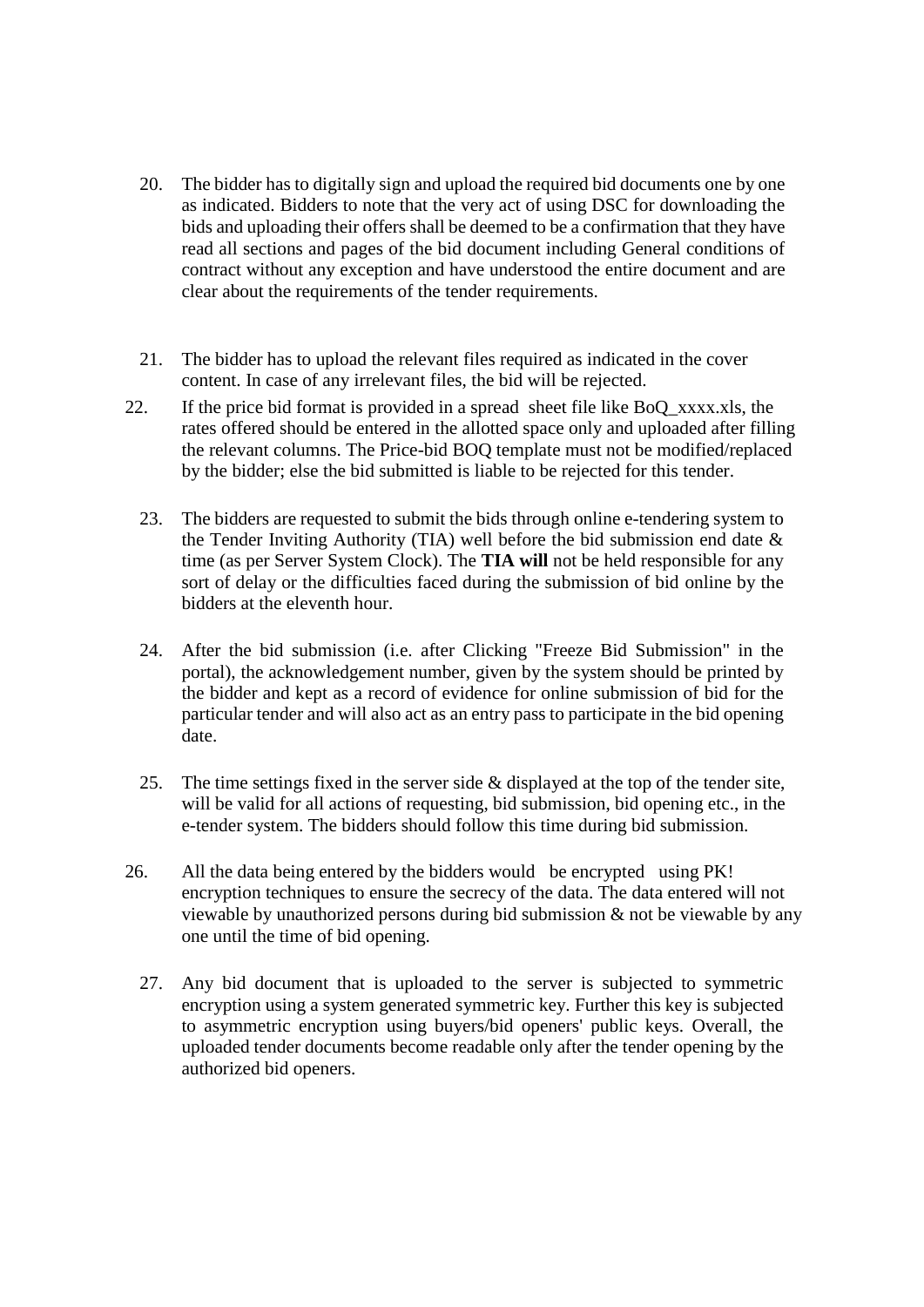20. The bidder has to digitally sign and upload the required bid documents one by one as indicated. Bidders to note that the very act of using DSC for downloading the bids and uploading their offers shall be deemed to be a confirmation that they have read all sections and pages of the bid document including General conditions of contract without any exception and have understood the entire document and are clear about the requirements of the tender requirements.

21. The bidder has to upload the relevant files required as indicated in the cover content. In case of any irrelevant files, the bid will be rejected.

22. If the price bid format is provided in a spread sheet file like BoQ_xxxx.xls, the rates offered should be entered in the allotted space only and uploaded after filling the relevant columns. The Price-bid BOQ template must not be modified/replaced by the bidder; else the bid submitted is liable to be rejected for this tender.

23. The bidders are requested to submit the bids through online e-tendering system to the Tender Inviting Authority (TIA) well before the bid submission end date & time (as per Server System Clock). The **TIA will** not be held responsible for any sort of delay or the difficulties faced during the submission of bid online by the bidders at the eleventh hour.

24. After the bid submission (i.e. after Clicking "Freeze Bid Submission" in the portal), the acknowledgement number, given by the system should be printed by the bidder and kept as a record of evidence for online submission of bid for the particular tender and will also act as an entry pass to participate in the bid opening date.

25. The time settings fixed in the server side & displayed at the top of the tender site, will be valid for all actions of requesting, bid submission, bid opening etc., in the e-tender system. The bidders should follow this time during bid submission.

26. All the data being entered by the bidders would be encrypted using PK! encryption techniques to ensure the secrecy of the data. The data entered will not viewable by unauthorized persons during bid submission & not be viewable by any one until the time of bid opening.

27. Any bid document that is uploaded to the server is subjected to symmetric encryption using a system generated symmetric key. Further this key is subjected to asymmetric encryption using buyers/bid openers' public keys. Overall, the uploaded tender documents become readable only after the tender opening by the authorized bid openers.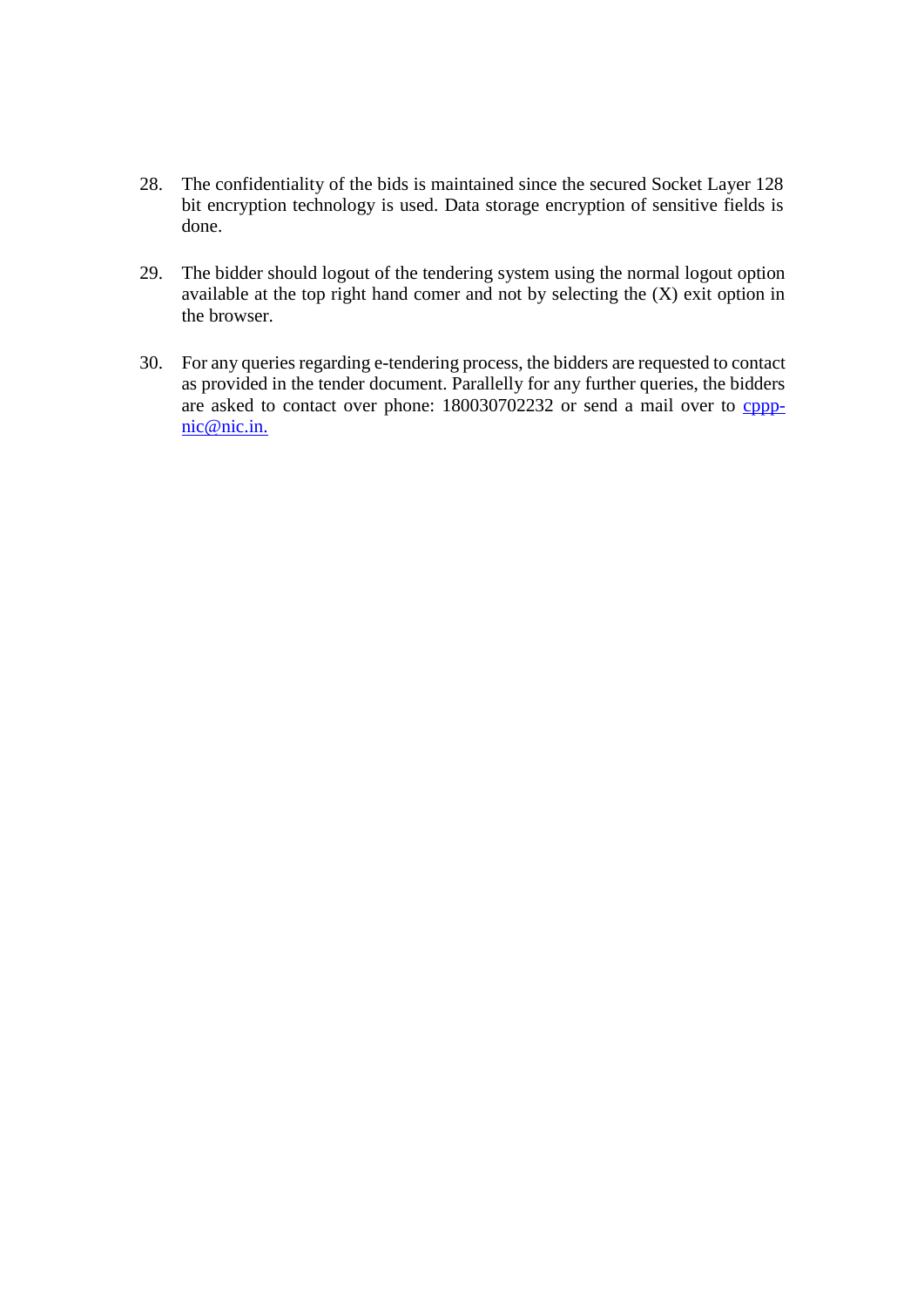28. The confidentiality of the bids is maintained since the secured Socket Layer 128 bit encryption technology is used. Data storage encryption of sensitive fields is done.

29. The bidder should logout of the tendering system using the normal logout option available at the top right hand comer and not by selecting the (X) exit option in the browser.

30. For any queries regarding e-tendering process, the bidders are requested to contact as provided in the tender document. Parallelly for any further queries, the bidders are asked to contact over phone: 180030702232 or send a mail over to cppp-nic@nic.in.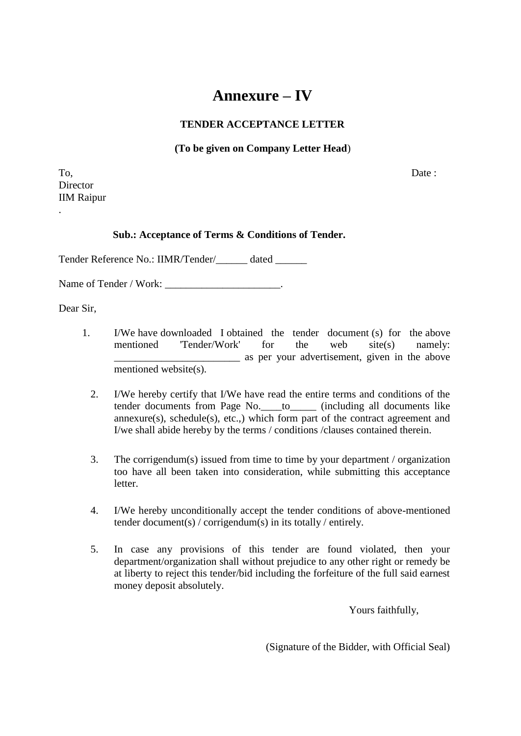# Annexure – IV

**TENDER ACCEPTANCE LETTER**

**(To be given on Company Letter Head)**

To,
Director
IIM Raipur
.

Date :

**Sub.: Acceptance of Terms & Conditions of Tender.**

Tender Reference No.: IIMR/Tender/______ dated ______

Name of Tender / Work: ______________________.

Dear Sir,

1. I/We have downloaded I obtained the tender document (s) for the above mentioned 'Tender/Work' for the web site(s) namely: ________________________ as per your advertisement, given in the above mentioned website(s).

2. I/We hereby certify that I/We have read the entire terms and conditions of the tender documents from Page No.____to_____ (including all documents like annexure(s), schedule(s), etc.,) which form part of the contract agreement and I/we shall abide hereby by the terms / conditions /clauses contained therein.

3. The corrigendum(s) issued from time to time by your department / organization too have all been taken into consideration, while submitting this acceptance letter.

4. I/We hereby unconditionally accept the tender conditions of above-mentioned tender document(s) / corrigendum(s) in its totally / entirely.

5. In case any provisions of this tender are found violated, then your department/organization shall without prejudice to any other right or remedy be at liberty to reject this tender/bid including the forfeiture of the full said earnest money deposit absolutely.

Yours faithfully,

(Signature of the Bidder, with Official Seal)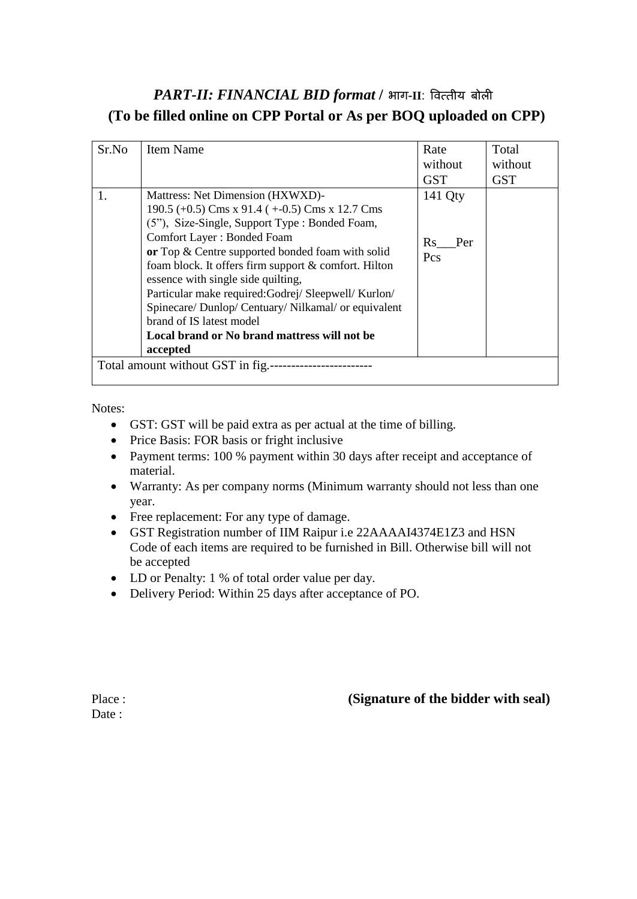## *PART-II: FINANCIAL BID format* / भाग-II: वित्तीय बोली

## (To be filled online on CPP Portal or As per BOQ uploaded on CPP)

| Sr.No | Item Name | Rate without GST | Total without GST |
|---|---|---|---|
| 1. | Mattress: Net Dimension (HXWXD)- 190.5 (+0.5) Cms x 91.4 ( +-0.5) Cms x 12.7 Cms (5"), Size-Single, Support Type : Bonded Foam, Comfort Layer : Bonded Foam **or** Top & Centre supported bonded foam with solid foam block. It offers firm support & comfort. Hilton essence with single side quilting, Particular make required:Godrej/ Sleepwell/ Kurlon/ Spinecare/ Dunlop/ Centuary/ Nilkamal/ or equivalent brand of IS latest model **Local brand or No brand mattress will not be accepted** | 141 Qty<br><br>Rs___Per Pcs | |
| Total amount without GST in fig.------------------------ | | | |

Notes:

- GST: GST will be paid extra as per actual at the time of billing.
- Price Basis: FOR basis or fright inclusive
- Payment terms: 100 % payment within 30 days after receipt and acceptance of material.
- Warranty: As per company norms (Minimum warranty should not less than one year.
- Free replacement: For any type of damage.
- GST Registration number of IIM Raipur i.e 22AAAAI4374E1Z3 and HSN Code of each items are required to be furnished in Bill. Otherwise bill will not be accepted
- LD or Penalty: 1 % of total order value per day.
- Delivery Period: Within 25 days after acceptance of PO.

Place :

Date :

**(Signature of the bidder with seal)**